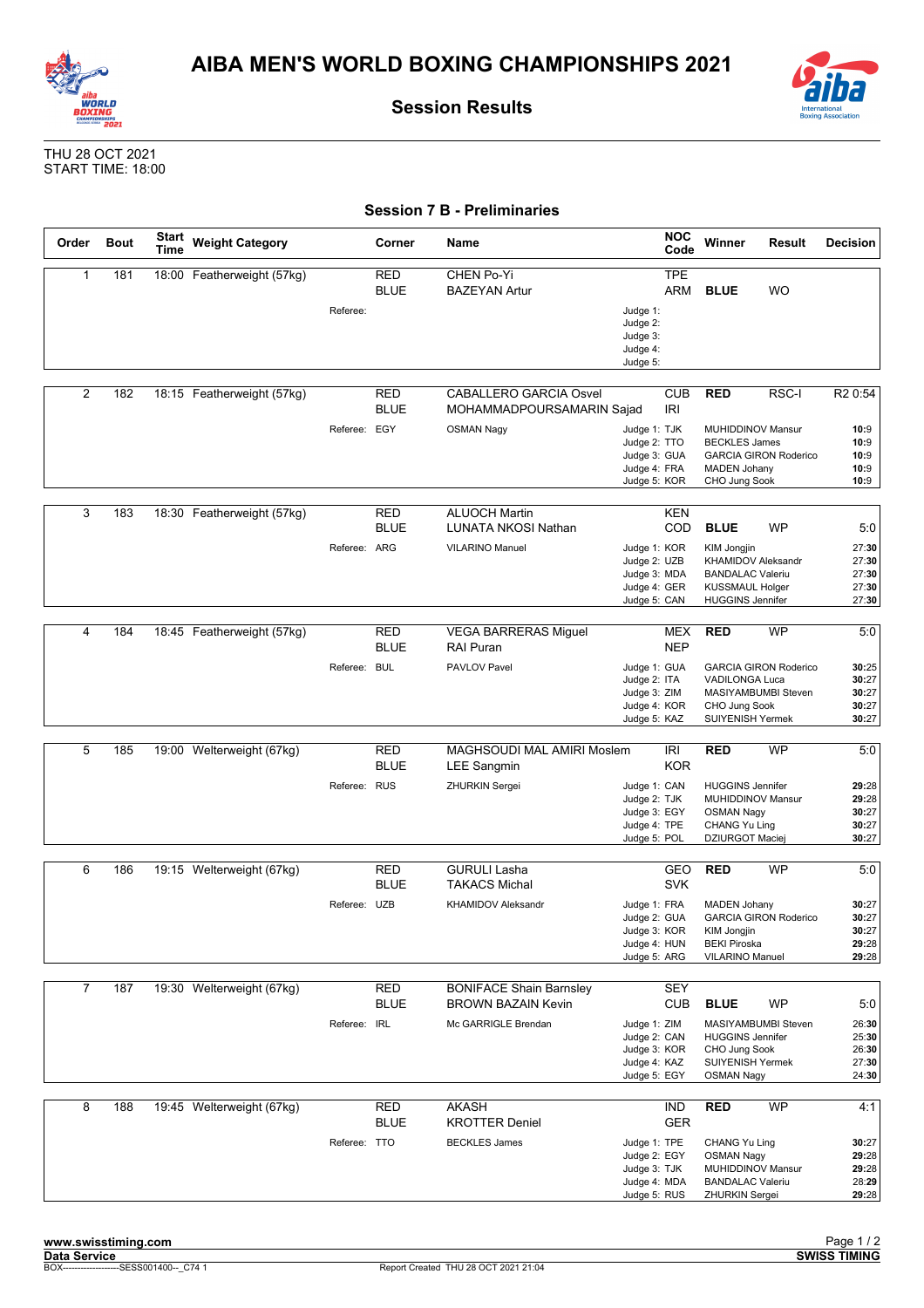# AIBA MEN'S WORLD BOXING CHAMPIONSHIPS 2021

## Session Results

THU 28 OCT 2021
START TIME: 18:00

### Session 7 B - Preliminaries

| Order | Bout | Start Time | Weight Category | Corner | Name | NOC Code | Winner | Result | Decision |
|---|---|---|---|---|---|---|---|---|---|
| 1 | 181 | 18:00 | Featherweight (57kg) | RED | CHEN Po-Yi | TPE | | | |
| | | | | BLUE | BAZEYAN Artur | ARM | BLUE | WO | |
| | | | Referee: | | | Judge 1: | | | |
| | | | | | | Judge 2: | | | |
| | | | | | | Judge 3: | | | |
| | | | | | | Judge 4: | | | |
| | | | | | | Judge 5: | | | |
| 2 | 182 | 18:15 | Featherweight (57kg) | RED | CABALLERO GARCIA Osvel | CUB | RED | RSC-I | R2 0:54 |
| | | | | BLUE | MOHAMMADPOURSAMARIN Sajad | IRI | | | |
| | | | Referee: EGY | | OSMAN Nagy | Judge 1: TJK | MUHIDDINOV Mansur | | 10:9 |
| | | | | | | Judge 2: TTO | BECKLES James | | 10:9 |
| | | | | | | Judge 3: GUA | GARCIA GIRON Roderico | | 10:9 |
| | | | | | | Judge 4: FRA | MADEN Johany | | 10:9 |
| | | | | | | Judge 5: KOR | CHO Jung Sook | | 10:9 |
| 3 | 183 | 18:30 | Featherweight (57kg) | RED | ALUOCH Martin | KEN | | | |
| | | | | BLUE | LUNATA NKOSI Nathan | COD | BLUE | WP | 5:0 |
| | | | Referee: ARG | | VILARINO Manuel | Judge 1: KOR | KIM Jongjin | | 27:30 |
| | | | | | | Judge 2: UZB | KHAMIDOV Aleksandr | | 27:30 |
| | | | | | | Judge 3: MDA | BANDALAC Valeriu | | 27:30 |
| | | | | | | Judge 4: GER | KUSSMAUL Holger | | 27:30 |
| | | | | | | Judge 5: CAN | HUGGINS Jennifer | | 27:30 |
| 4 | 184 | 18:45 | Featherweight (57kg) | RED | VEGA BARRERAS Miguel | MEX | RED | WP | 5:0 |
| | | | | BLUE | RAI Puran | NEP | | | |
| | | | Referee: BUL | | PAVLOV Pavel | Judge 1: GUA | GARCIA GIRON Roderico | | 30:25 |
| | | | | | | Judge 2: ITA | VADILONGA Luca | | 30:27 |
| | | | | | | Judge 3: ZIM | MASIYAMBUMBI Steven | | 30:27 |
| | | | | | | Judge 4: KOR | CHO Jung Sook | | 30:27 |
| | | | | | | Judge 5: KAZ | SUIYENISH Yermek | | 30:27 |
| 5 | 185 | 19:00 | Welterweight (67kg) | RED | MAGHSOUDI MAL AMIRI Moslem | IRI | RED | WP | 5:0 |
| | | | | BLUE | LEE Sangmin | KOR | | | |
| | | | Referee: RUS | | ZHURKIN Sergei | Judge 1: CAN | HUGGINS Jennifer | | 29:28 |
| | | | | | | Judge 2: TJK | MUHIDDINOV Mansur | | 29:28 |
| | | | | | | Judge 3: EGY | OSMAN Nagy | | 30:27 |
| | | | | | | Judge 4: TPE | CHANG Yu Ling | | 30:27 |
| | | | | | | Judge 5: POL | DZIURGOT Maciej | | 30:27 |
| 6 | 186 | 19:15 | Welterweight (67kg) | RED | GURULI Lasha | GEO | RED | WP | 5:0 |
| | | | | BLUE | TAKACS Michal | SVK | | | |
| | | | Referee: UZB | | KHAMIDOV Aleksandr | Judge 1: FRA | MADEN Johany | | 30:27 |
| | | | | | | Judge 2: GUA | GARCIA GIRON Roderico | | 30:27 |
| | | | | | | Judge 3: KOR | KIM Jongjin | | 30:27 |
| | | | | | | Judge 4: HUN | BEKI Piroska | | 29:28 |
| | | | | | | Judge 5: ARG | VILARINO Manuel | | 29:28 |
| 7 | 187 | 19:30 | Welterweight (67kg) | RED | BONIFACE Shain Barnsley | SEY | | | |
| | | | | BLUE | BROWN BAZAIN Kevin | CUB | BLUE | WP | 5:0 |
| | | | Referee: IRL | | Mc GARRIGLE Brendan | Judge 1: ZIM | MASIYAMBUMBI Steven | | 26:30 |
| | | | | | | Judge 2: CAN | HUGGINS Jennifer | | 25:30 |
| | | | | | | Judge 3: KOR | CHO Jung Sook | | 26:30 |
| | | | | | | Judge 4: KAZ | SUIYENISH Yermek | | 27:30 |
| | | | | | | Judge 5: EGY | OSMAN Nagy | | 24:30 |
| 8 | 188 | 19:45 | Welterweight (67kg) | RED | AKASH | IND | RED | WP | 4:1 |
| | | | | BLUE | KROTTER Deniel | GER | | | |
| | | | Referee: TTO | | BECKLES James | Judge 1: TPE | CHANG Yu Ling | | 30:27 |
| | | | | | | Judge 2: EGY | OSMAN Nagy | | 29:28 |
| | | | | | | Judge 3: TJK | MUHIDDINOV Mansur | | 29:28 |
| | | | | | | Judge 4: MDA | BANDALAC Valeriu | | 28:29 |
| | | | | | | Judge 5: RUS | ZHURKIN Sergei | | 29:28 |

www.swisstiming.com
Data Service
BOX-------------------SESS001400--_C74 1
Report Created THU 28 OCT 2021 21:04
SWISS TIMING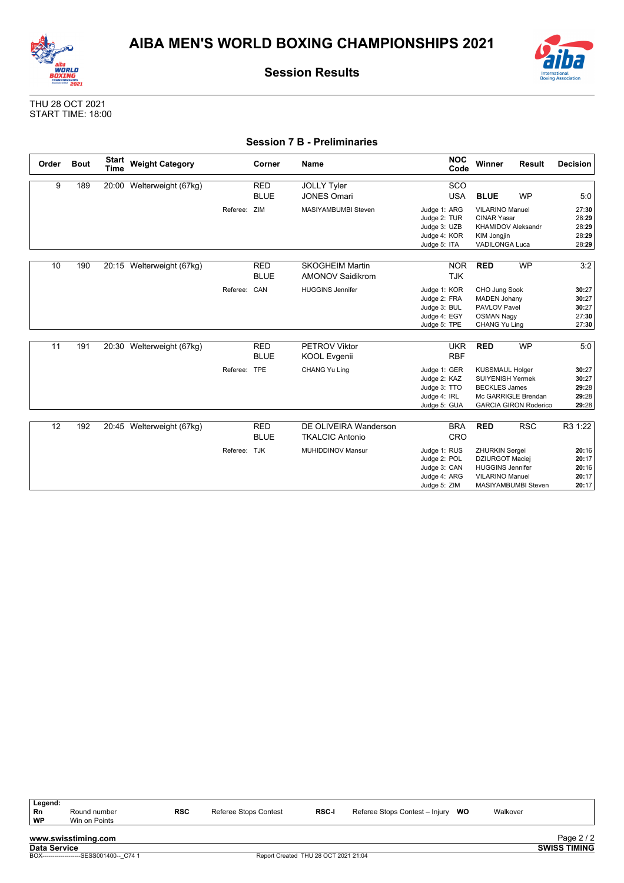# AIBA MEN'S WORLD BOXING CHAMPIONSHIPS 2021

## Session Results

THU 28 OCT 2021
START TIME: 18:00

### Session 7 B - Preliminaries

| Order | Bout | Start Time | Weight Category | | Corner | Name | | NOC Code | Winner | Result | Decision |
|---|---|---|---|---|---|---|---|---|---|---|---|
| 9 | 189 | 20:00 | Welterweight (67kg) | | RED | JOLLY Tyler | | SCO | | | |
| | | | | | BLUE | JONES Omari | | USA | **BLUE** | WP | 5:0 |
| | | | | Referee: | ZIM | MASIYAMBUMBI Steven | Judge 1: | ARG | VILARINO Manuel | | 27:**30** |
| | | | | | | | Judge 2: | TUR | CINAR Yasar | | 28:**29** |
| | | | | | | | Judge 3: | UZB | KHAMIDOV Aleksandr | | 28:**29** |
| | | | | | | | Judge 4: | KOR | KIM Jongjin | | 28:**29** |
| | | | | | | | Judge 5: | ITA | VADILONGA Luca | | 28:**29** |
| 10 | 190 | 20:15 | Welterweight (67kg) | | RED | SKOGHEIM Martin | | NOR | **RED** | WP | 3:2 |
| | | | | | BLUE | AMONOV Saidikrom | | TJK | | | |
| | | | | Referee: | CAN | HUGGINS Jennifer | Judge 1: | KOR | CHO Jung Sook | | **30**:27 |
| | | | | | | | Judge 2: | FRA | MADEN Johany | | **30**:27 |
| | | | | | | | Judge 3: | BUL | PAVLOV Pavel | | **30**:27 |
| | | | | | | | Judge 4: | EGY | OSMAN Nagy | | 27:**30** |
| | | | | | | | Judge 5: | TPE | CHANG Yu Ling | | 27:**30** |
| 11 | 191 | 20:30 | Welterweight (67kg) | | RED | PETROV Viktor | | UKR | **RED** | WP | 5:0 |
| | | | | | BLUE | KOOL Evgenii | | RBF | | | |
| | | | | Referee: | TPE | CHANG Yu Ling | Judge 1: | GER | KUSSMAUL Holger | | **30**:27 |
| | | | | | | | Judge 2: | KAZ | SUIYENISH Yermek | | **30**:27 |
| | | | | | | | Judge 3: | TTO | BECKLES James | | **29**:28 |
| | | | | | | | Judge 4: | IRL | Mc GARRIGLE Brendan | | **29**:28 |
| | | | | | | | Judge 5: | GUA | GARCIA GIRON Roderico | | **29**:28 |
| 12 | 192 | 20:45 | Welterweight (67kg) | | RED | DE OLIVEIRA Wanderson | | BRA | **RED** | RSC | R3 1:22 |
| | | | | | BLUE | TKALCIC Antonio | | CRO | | | |
| | | | | Referee: | TJK | MUHIDDINOV Mansur | Judge 1: | RUS | ZHURKIN Sergei | | **20**:16 |
| | | | | | | | Judge 2: | POL | DZIURGOT Maciej | | **20**:17 |
| | | | | | | | Judge 3: | CAN | HUGGINS Jennifer | | **20**:16 |
| | | | | | | | Judge 4: | ARG | VILARINO Manuel | | **20**:17 |
| | | | | | | | Judge 5: | ZIM | MASIYAMBUMBI Steven | | **20**:17 |

**Legend:**

| | | | | | | | |
|---|---|---|---|---|---|---|---|
| **Rn** | Round number | **RSC** | Referee Stops Contest | **RSC-I** | Referee Stops Contest – Injury | **WO** | Walkover |
| **WP** | Win on Points | | | | | | |

www.swisstiming.com
Data Service
BOX-------------------SESS001400--_C74 1
Report Created THU 28 OCT 2021 21:04
SWISS TIMING